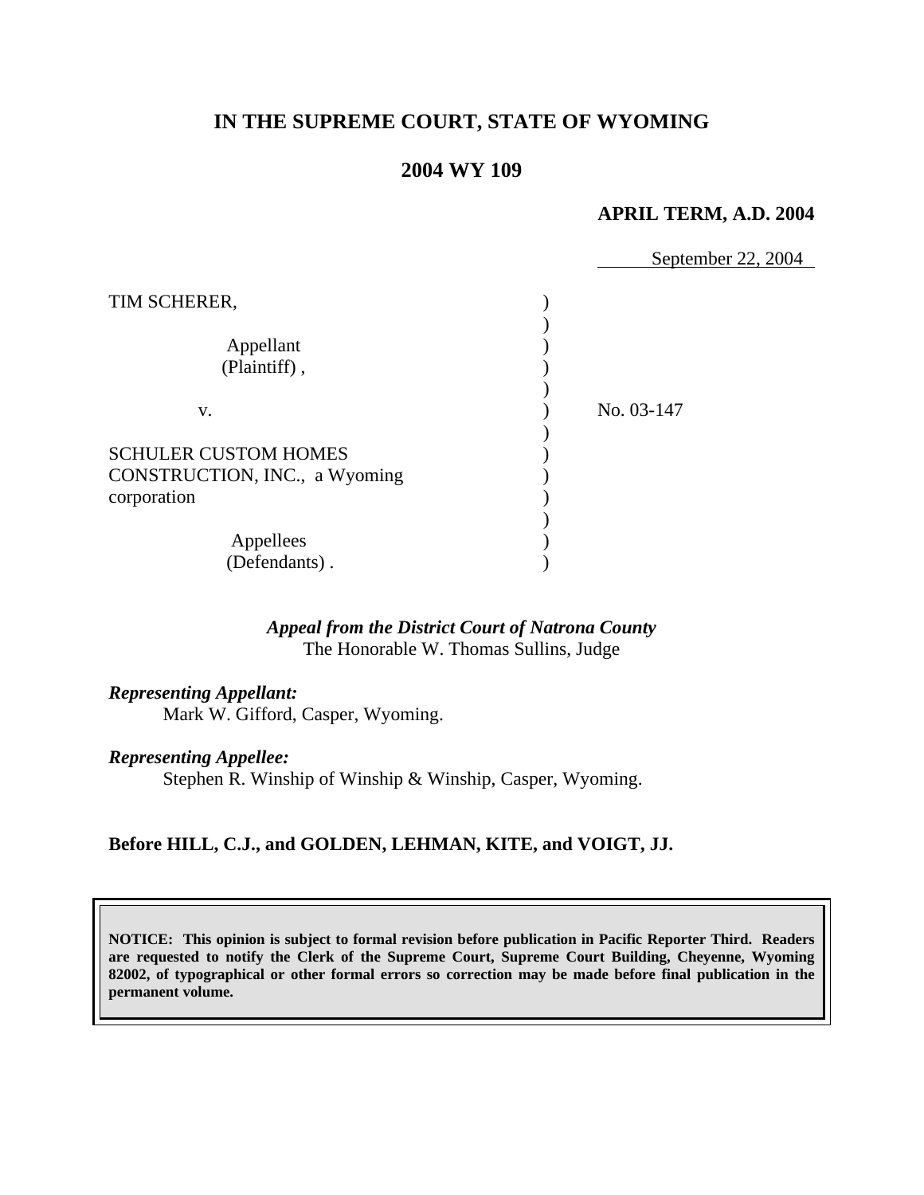# IN THE SUPREME COURT, STATE OF WYOMING

## 2004 WY 109

**APRIL TERM, A.D. 2004**

September 22, 2004

| | | |
|---|---|---|
| TIM SCHERER,<br><br>Appellant<br>(Plaintiff), | ) | |
| v. | ) | No. 03-147 |
| SCHULER CUSTOM HOMES CONSTRUCTION, INC., a Wyoming corporation<br><br>Appellees<br>(Defendants). | ) | |

*Appeal from the District Court of Natrona County*
The Honorable W. Thomas Sullins, Judge

*Representing Appellant:*
Mark W. Gifford, Casper, Wyoming.

*Representing Appellee:*
Stephen R. Winship of Winship & Winship, Casper, Wyoming.

**Before HILL, C.J., and GOLDEN, LEHMAN, KITE, and VOIGT, JJ.**

**NOTICE: This opinion is subject to formal revision before publication in Pacific Reporter Third. Readers are requested to notify the Clerk of the Supreme Court, Supreme Court Building, Cheyenne, Wyoming 82002, of typographical or other formal errors so correction may be made before final publication in the permanent volume.**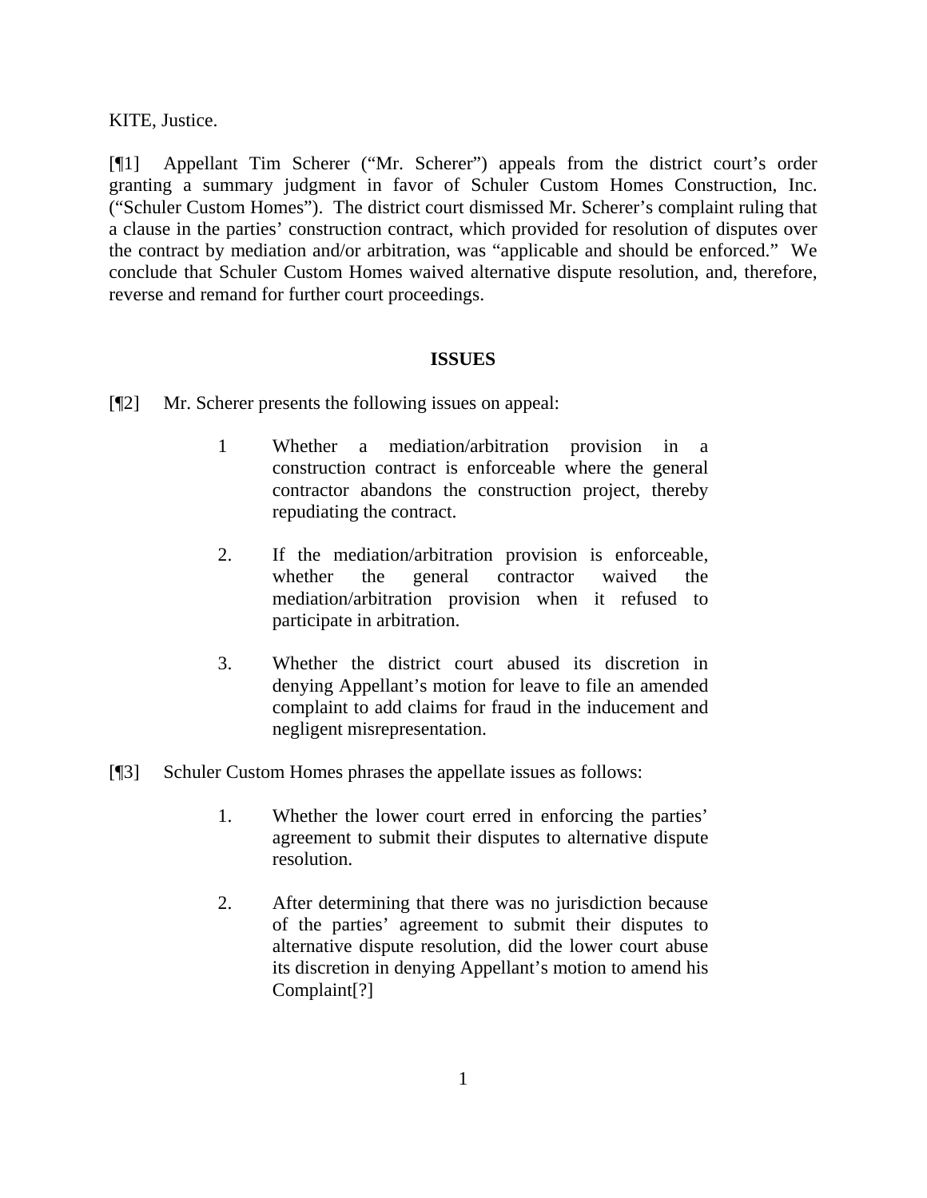KITE, Justice.

[¶1] Appellant Tim Scherer ("Mr. Scherer") appeals from the district court's order granting a summary judgment in favor of Schuler Custom Homes Construction, Inc. ("Schuler Custom Homes"). The district court dismissed Mr. Scherer's complaint ruling that a clause in the parties' construction contract, which provided for resolution of disputes over the contract by mediation and/or arbitration, was "applicable and should be enforced." We conclude that Schuler Custom Homes waived alternative dispute resolution, and, therefore, reverse and remand for further court proceedings.

## ISSUES

[¶2] Mr. Scherer presents the following issues on appeal:

> 1 Whether a mediation/arbitration provision in a construction contract is enforceable where the general contractor abandons the construction project, thereby repudiating the contract.
>
> 2. If the mediation/arbitration provision is enforceable, whether the general contractor waived the mediation/arbitration provision when it refused to participate in arbitration.
>
> 3. Whether the district court abused its discretion in denying Appellant's motion for leave to file an amended complaint to add claims for fraud in the inducement and negligent misrepresentation.

[¶3] Schuler Custom Homes phrases the appellate issues as follows:

> 1. Whether the lower court erred in enforcing the parties' agreement to submit their disputes to alternative dispute resolution.
>
> 2. After determining that there was no jurisdiction because of the parties' agreement to submit their disputes to alternative dispute resolution, did the lower court abuse its discretion in denying Appellant's motion to amend his Complaint[?]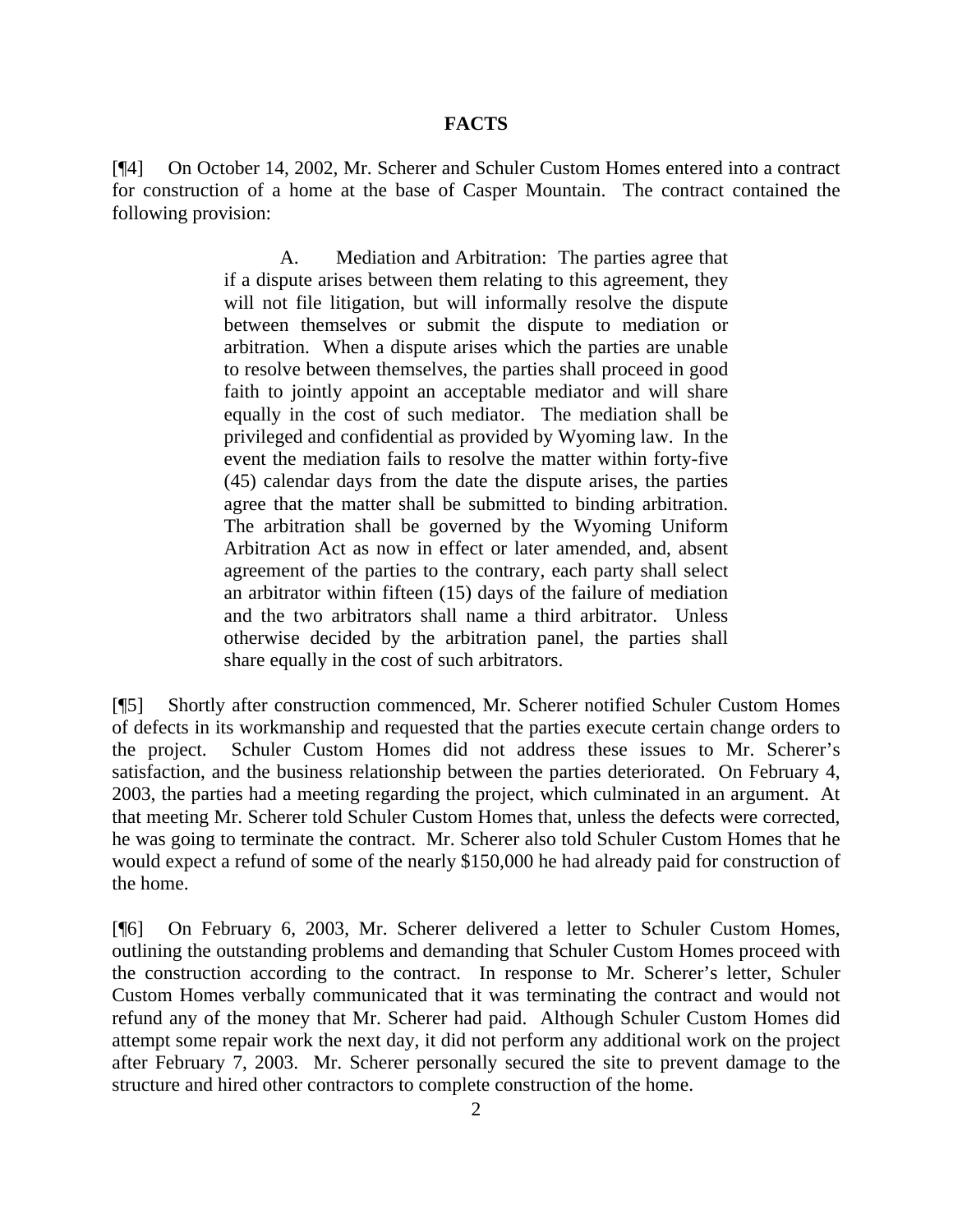## FACTS

[¶4] On October 14, 2002, Mr. Scherer and Schuler Custom Homes entered into a contract for construction of a home at the base of Casper Mountain. The contract contained the following provision:

> A. Mediation and Arbitration: The parties agree that if a dispute arises between them relating to this agreement, they will not file litigation, but will informally resolve the dispute between themselves or submit the dispute to mediation or arbitration. When a dispute arises which the parties are unable to resolve between themselves, the parties shall proceed in good faith to jointly appoint an acceptable mediator and will share equally in the cost of such mediator. The mediation shall be privileged and confidential as provided by Wyoming law. In the event the mediation fails to resolve the matter within forty-five (45) calendar days from the date the dispute arises, the parties agree that the matter shall be submitted to binding arbitration. The arbitration shall be governed by the Wyoming Uniform Arbitration Act as now in effect or later amended, and, absent agreement of the parties to the contrary, each party shall select an arbitrator within fifteen (15) days of the failure of mediation and the two arbitrators shall name a third arbitrator. Unless otherwise decided by the arbitration panel, the parties shall share equally in the cost of such arbitrators.

[¶5] Shortly after construction commenced, Mr. Scherer notified Schuler Custom Homes of defects in its workmanship and requested that the parties execute certain change orders to the project. Schuler Custom Homes did not address these issues to Mr. Scherer's satisfaction, and the business relationship between the parties deteriorated. On February 4, 2003, the parties had a meeting regarding the project, which culminated in an argument. At that meeting Mr. Scherer told Schuler Custom Homes that, unless the defects were corrected, he was going to terminate the contract. Mr. Scherer also told Schuler Custom Homes that he would expect a refund of some of the nearly $150,000 he had already paid for construction of the home.

[¶6] On February 6, 2003, Mr. Scherer delivered a letter to Schuler Custom Homes, outlining the outstanding problems and demanding that Schuler Custom Homes proceed with the construction according to the contract. In response to Mr. Scherer's letter, Schuler Custom Homes verbally communicated that it was terminating the contract and would not refund any of the money that Mr. Scherer had paid. Although Schuler Custom Homes did attempt some repair work the next day, it did not perform any additional work on the project after February 7, 2003. Mr. Scherer personally secured the site to prevent damage to the structure and hired other contractors to complete construction of the home.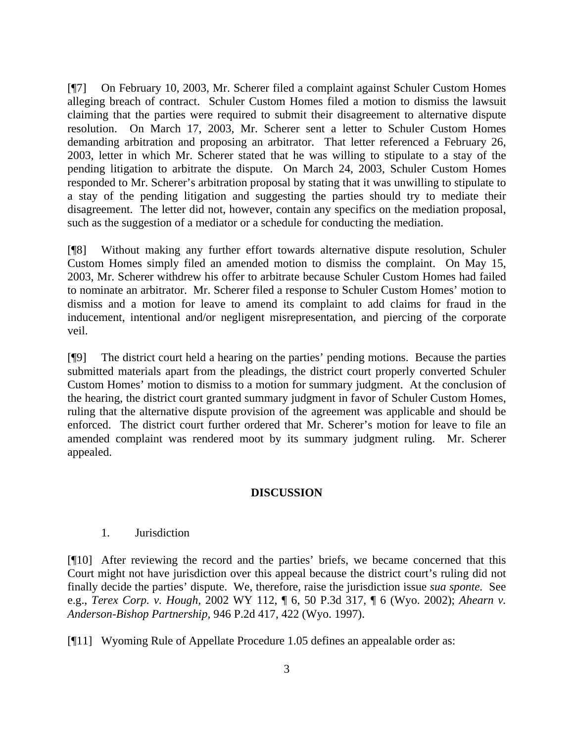[¶7] On February 10, 2003, Mr. Scherer filed a complaint against Schuler Custom Homes alleging breach of contract. Schuler Custom Homes filed a motion to dismiss the lawsuit claiming that the parties were required to submit their disagreement to alternative dispute resolution. On March 17, 2003, Mr. Scherer sent a letter to Schuler Custom Homes demanding arbitration and proposing an arbitrator. That letter referenced a February 26, 2003, letter in which Mr. Scherer stated that he was willing to stipulate to a stay of the pending litigation to arbitrate the dispute. On March 24, 2003, Schuler Custom Homes responded to Mr. Scherer's arbitration proposal by stating that it was unwilling to stipulate to a stay of the pending litigation and suggesting the parties should try to mediate their disagreement. The letter did not, however, contain any specifics on the mediation proposal, such as the suggestion of a mediator or a schedule for conducting the mediation.

[¶8] Without making any further effort towards alternative dispute resolution, Schuler Custom Homes simply filed an amended motion to dismiss the complaint. On May 15, 2003, Mr. Scherer withdrew his offer to arbitrate because Schuler Custom Homes had failed to nominate an arbitrator. Mr. Scherer filed a response to Schuler Custom Homes' motion to dismiss and a motion for leave to amend its complaint to add claims for fraud in the inducement, intentional and/or negligent misrepresentation, and piercing of the corporate veil.

[¶9] The district court held a hearing on the parties' pending motions. Because the parties submitted materials apart from the pleadings, the district court properly converted Schuler Custom Homes' motion to dismiss to a motion for summary judgment. At the conclusion of the hearing, the district court granted summary judgment in favor of Schuler Custom Homes, ruling that the alternative dispute provision of the agreement was applicable and should be enforced. The district court further ordered that Mr. Scherer's motion for leave to file an amended complaint was rendered moot by its summary judgment ruling. Mr. Scherer appealed.

## DISCUSSION

1. Jurisdiction

[¶10] After reviewing the record and the parties' briefs, we became concerned that this Court might not have jurisdiction over this appeal because the district court's ruling did not finally decide the parties' dispute. We, therefore, raise the jurisdiction issue *sua sponte.* See e.g., *Terex Corp. v. Hough*, 2002 WY 112, ¶ 6, 50 P.3d 317, ¶ 6 (Wyo. 2002); *Ahearn v. Anderson-Bishop Partnership,* 946 P.2d 417, 422 (Wyo. 1997).

[¶11] Wyoming Rule of Appellate Procedure 1.05 defines an appealable order as: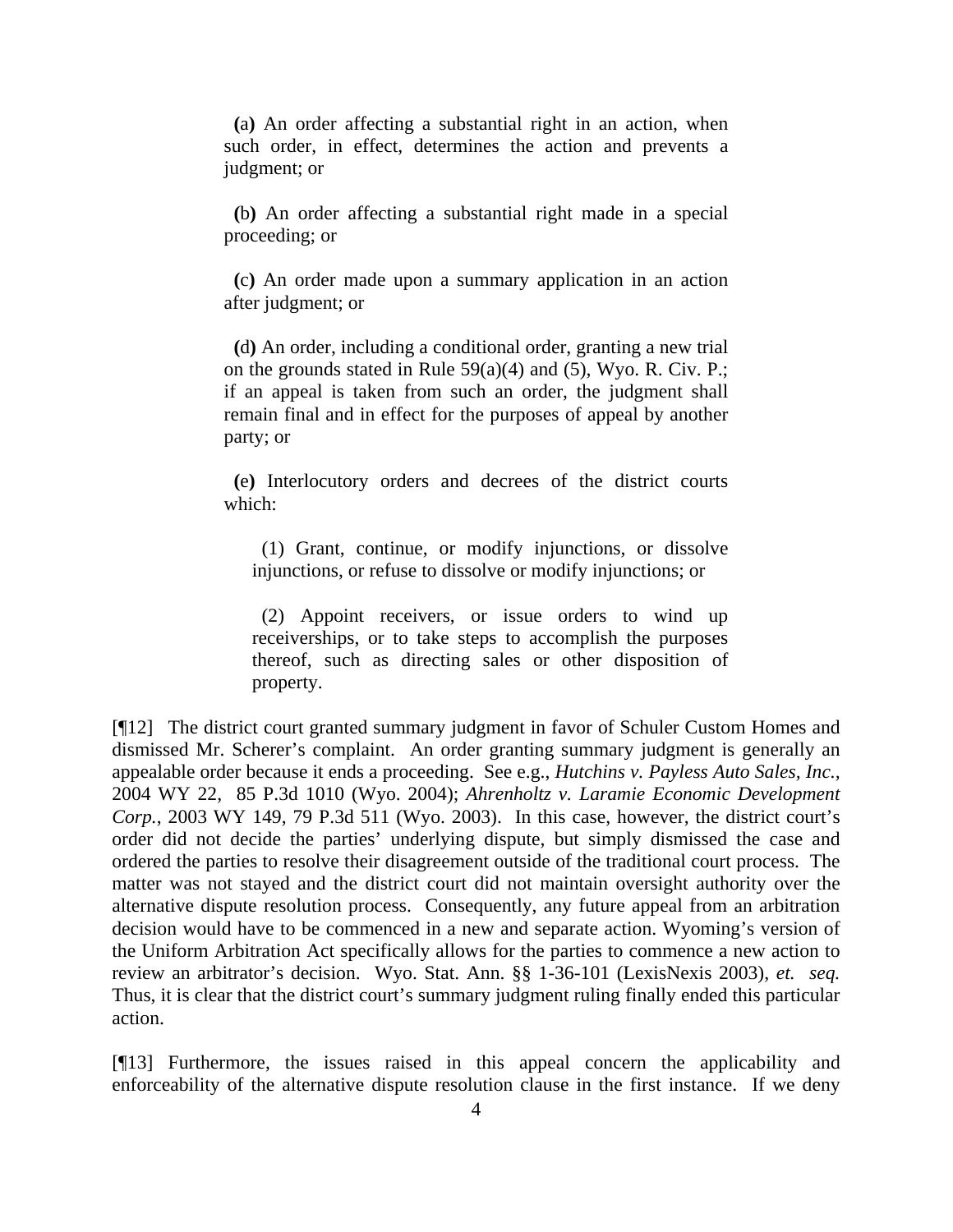> **(a)** An order affecting a substantial right in an action, when such order, in effect, determines the action and prevents a judgment; or
>
> **(b)** An order affecting a substantial right made in a special proceeding; or
>
> **(c)** An order made upon a summary application in an action after judgment; or
>
> **(d)** An order, including a conditional order, granting a new trial on the grounds stated in Rule 59(a)(4) and (5), Wyo. R. Civ. P.; if an appeal is taken from such an order, the judgment shall remain final and in effect for the purposes of appeal by another party; or
>
> **(e)** Interlocutory orders and decrees of the district courts which:
>
> > (1) Grant, continue, or modify injunctions, or dissolve injunctions, or refuse to dissolve or modify injunctions; or
> >
> > (2) Appoint receivers, or issue orders to wind up receiverships, or to take steps to accomplish the purposes thereof, such as directing sales or other disposition of property.

[¶12] The district court granted summary judgment in favor of Schuler Custom Homes and dismissed Mr. Scherer's complaint. An order granting summary judgment is generally an appealable order because it ends a proceeding. See e.g., *Hutchins v. Payless Auto Sales, Inc.*, 2004 WY 22, 85 P.3d 1010 (Wyo. 2004); *Ahrenholtz v. Laramie Economic Development Corp.*, 2003 WY 149, 79 P.3d 511 (Wyo. 2003). In this case, however, the district court's order did not decide the parties' underlying dispute, but simply dismissed the case and ordered the parties to resolve their disagreement outside of the traditional court process. The matter was not stayed and the district court did not maintain oversight authority over the alternative dispute resolution process. Consequently, any future appeal from an arbitration decision would have to be commenced in a new and separate action. Wyoming's version of the Uniform Arbitration Act specifically allows for the parties to commence a new action to review an arbitrator's decision. Wyo. Stat. Ann. §§ 1-36-101 (LexisNexis 2003), *et. seq.* Thus, it is clear that the district court's summary judgment ruling finally ended this particular action.

[¶13] Furthermore, the issues raised in this appeal concern the applicability and enforceability of the alternative dispute resolution clause in the first instance. If we deny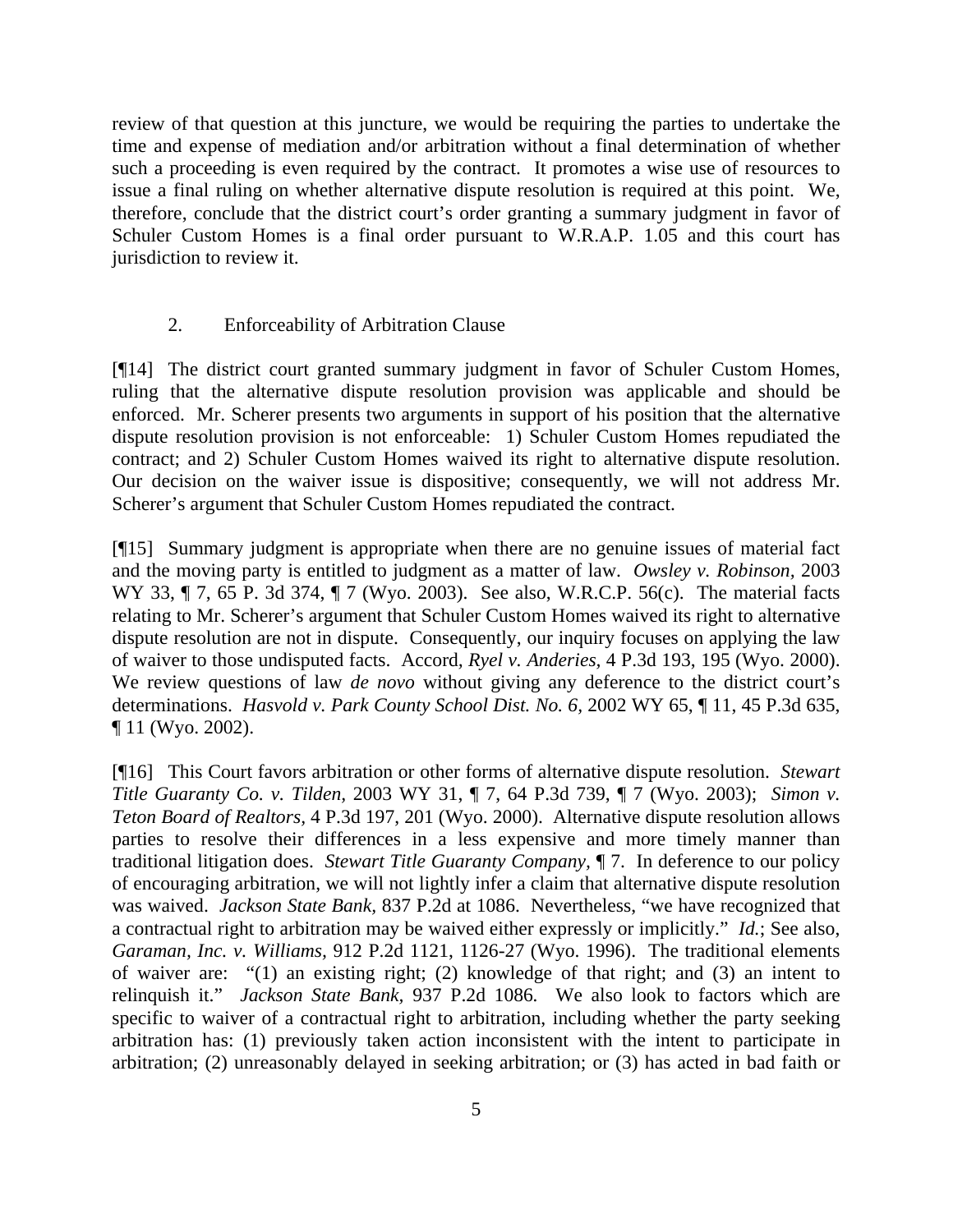review of that question at this juncture, we would be requiring the parties to undertake the time and expense of mediation and/or arbitration without a final determination of whether such a proceeding is even required by the contract. It promotes a wise use of resources to issue a final ruling on whether alternative dispute resolution is required at this point. We, therefore, conclude that the district court's order granting a summary judgment in favor of Schuler Custom Homes is a final order pursuant to W.R.A.P. 1.05 and this court has jurisdiction to review it.

2. Enforceability of Arbitration Clause

[¶14] The district court granted summary judgment in favor of Schuler Custom Homes, ruling that the alternative dispute resolution provision was applicable and should be enforced. Mr. Scherer presents two arguments in support of his position that the alternative dispute resolution provision is not enforceable: 1) Schuler Custom Homes repudiated the contract; and 2) Schuler Custom Homes waived its right to alternative dispute resolution. Our decision on the waiver issue is dispositive; consequently, we will not address Mr. Scherer's argument that Schuler Custom Homes repudiated the contract.

[¶15] Summary judgment is appropriate when there are no genuine issues of material fact and the moving party is entitled to judgment as a matter of law. *Owsley v. Robinson*, 2003 WY 33, ¶ 7, 65 P. 3d 374, ¶ 7 (Wyo. 2003). See also, W.R.C.P. 56(c). The material facts relating to Mr. Scherer's argument that Schuler Custom Homes waived its right to alternative dispute resolution are not in dispute. Consequently, our inquiry focuses on applying the law of waiver to those undisputed facts. Accord, *Ryel v. Anderies*, 4 P.3d 193, 195 (Wyo. 2000). We review questions of law *de novo* without giving any deference to the district court's determinations. *Hasvold v. Park County School Dist. No. 6*, 2002 WY 65, ¶ 11, 45 P.3d 635, ¶ 11 (Wyo. 2002).

[¶16] This Court favors arbitration or other forms of alternative dispute resolution. *Stewart Title Guaranty Co. v. Tilden*, 2003 WY 31, ¶ 7, 64 P.3d 739, ¶ 7 (Wyo. 2003); *Simon v. Teton Board of Realtors*, 4 P.3d 197, 201 (Wyo. 2000). Alternative dispute resolution allows parties to resolve their differences in a less expensive and more timely manner than traditional litigation does. *Stewart Title Guaranty Company*, ¶ 7. In deference to our policy of encouraging arbitration, we will not lightly infer a claim that alternative dispute resolution was waived. *Jackson State Bank*, 837 P.2d at 1086. Nevertheless, "we have recognized that a contractual right to arbitration may be waived either expressly or implicitly." *Id.*; See also, *Garaman, Inc. v. Williams*, 912 P.2d 1121, 1126-27 (Wyo. 1996). The traditional elements of waiver are: "(1) an existing right; (2) knowledge of that right; and (3) an intent to relinquish it." *Jackson State Bank*, 937 P.2d 1086. We also look to factors which are specific to waiver of a contractual right to arbitration, including whether the party seeking arbitration has: (1) previously taken action inconsistent with the intent to participate in arbitration; (2) unreasonably delayed in seeking arbitration; or (3) has acted in bad faith or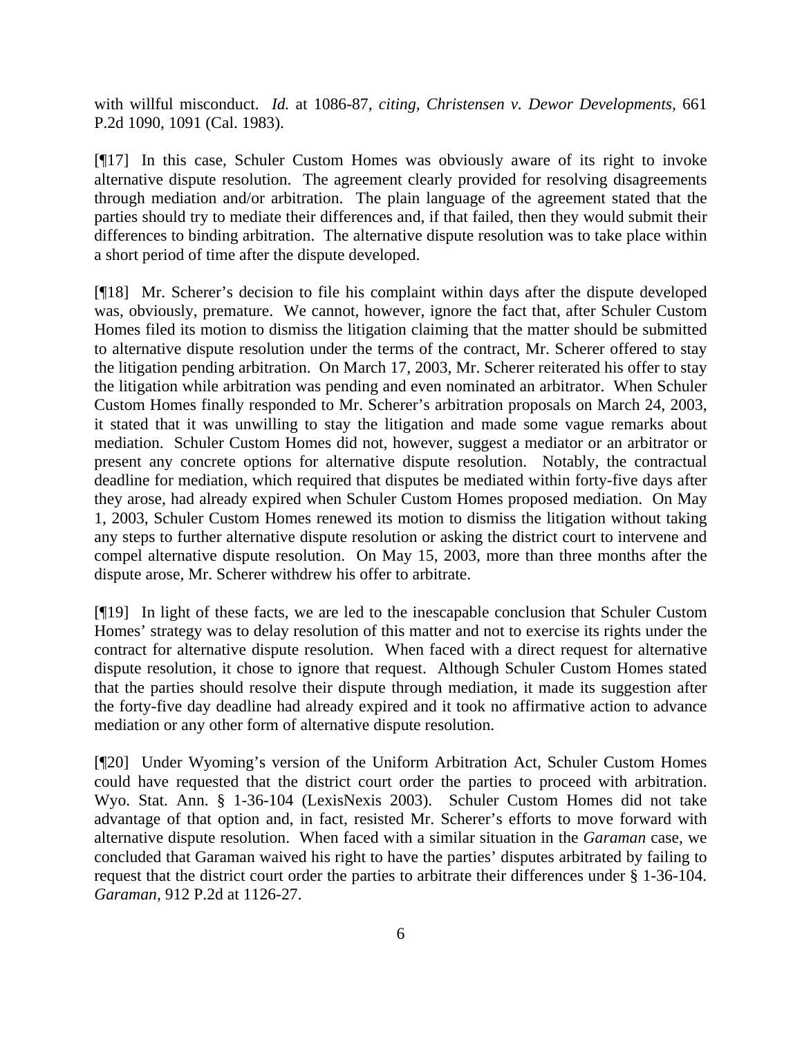with willful misconduct. *Id.* at 1086-87, *citing, Christensen v. Dewor Developments,* 661 P.2d 1090, 1091 (Cal. 1983).

[¶17] In this case, Schuler Custom Homes was obviously aware of its right to invoke alternative dispute resolution. The agreement clearly provided for resolving disagreements through mediation and/or arbitration. The plain language of the agreement stated that the parties should try to mediate their differences and, if that failed, then they would submit their differences to binding arbitration. The alternative dispute resolution was to take place within a short period of time after the dispute developed.

[¶18] Mr. Scherer's decision to file his complaint within days after the dispute developed was, obviously, premature. We cannot, however, ignore the fact that, after Schuler Custom Homes filed its motion to dismiss the litigation claiming that the matter should be submitted to alternative dispute resolution under the terms of the contract, Mr. Scherer offered to stay the litigation pending arbitration. On March 17, 2003, Mr. Scherer reiterated his offer to stay the litigation while arbitration was pending and even nominated an arbitrator. When Schuler Custom Homes finally responded to Mr. Scherer's arbitration proposals on March 24, 2003, it stated that it was unwilling to stay the litigation and made some vague remarks about mediation. Schuler Custom Homes did not, however, suggest a mediator or an arbitrator or present any concrete options for alternative dispute resolution. Notably, the contractual deadline for mediation, which required that disputes be mediated within forty-five days after they arose, had already expired when Schuler Custom Homes proposed mediation. On May 1, 2003, Schuler Custom Homes renewed its motion to dismiss the litigation without taking any steps to further alternative dispute resolution or asking the district court to intervene and compel alternative dispute resolution. On May 15, 2003, more than three months after the dispute arose, Mr. Scherer withdrew his offer to arbitrate.

[¶19] In light of these facts, we are led to the inescapable conclusion that Schuler Custom Homes' strategy was to delay resolution of this matter and not to exercise its rights under the contract for alternative dispute resolution. When faced with a direct request for alternative dispute resolution, it chose to ignore that request. Although Schuler Custom Homes stated that the parties should resolve their dispute through mediation, it made its suggestion after the forty-five day deadline had already expired and it took no affirmative action to advance mediation or any other form of alternative dispute resolution.

[¶20] Under Wyoming's version of the Uniform Arbitration Act, Schuler Custom Homes could have requested that the district court order the parties to proceed with arbitration. Wyo. Stat. Ann. § 1-36-104 (LexisNexis 2003). Schuler Custom Homes did not take advantage of that option and, in fact, resisted Mr. Scherer's efforts to move forward with alternative dispute resolution. When faced with a similar situation in the *Garaman* case, we concluded that Garaman waived his right to have the parties' disputes arbitrated by failing to request that the district court order the parties to arbitrate their differences under § 1-36-104. *Garaman,* 912 P.2d at 1126-27.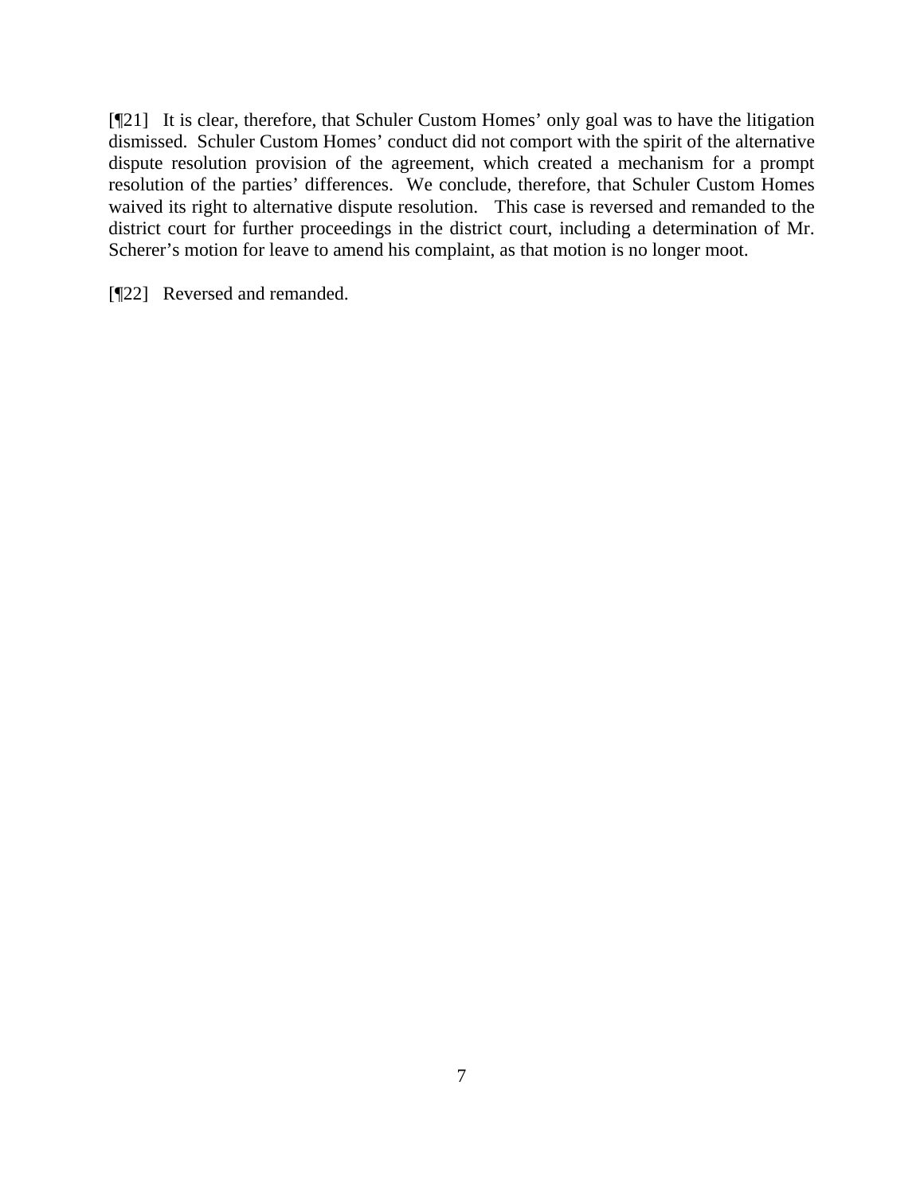[¶21] It is clear, therefore, that Schuler Custom Homes' only goal was to have the litigation dismissed. Schuler Custom Homes' conduct did not comport with the spirit of the alternative dispute resolution provision of the agreement, which created a mechanism for a prompt resolution of the parties' differences. We conclude, therefore, that Schuler Custom Homes waived its right to alternative dispute resolution. This case is reversed and remanded to the district court for further proceedings in the district court, including a determination of Mr. Scherer's motion for leave to amend his complaint, as that motion is no longer moot.

[¶22] Reversed and remanded.